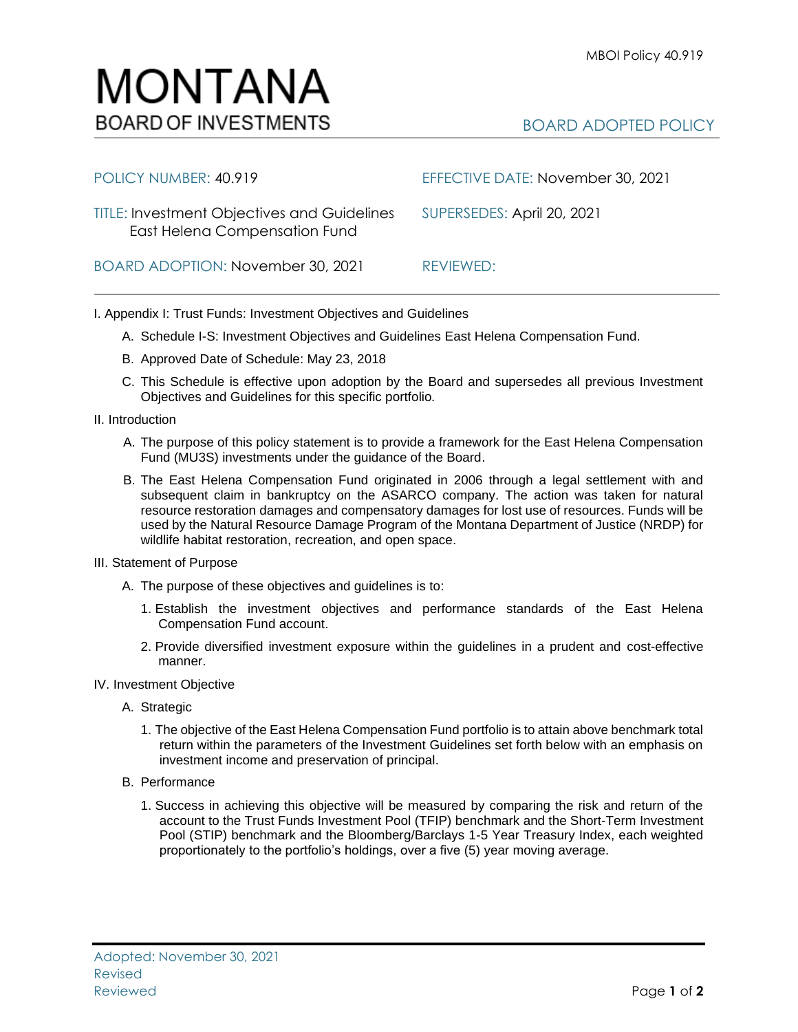# MONTANA
## BOARD OF INVESTMENTS

MBOI Policy 40.919

BOARD ADOPTED POLICY

| | |
|---|---|
| POLICY NUMBER: 40.919 | EFFECTIVE DATE: November 30, 2021 |
| TITLE: Investment Objectives and Guidelines East Helena Compensation Fund | SUPERSEDES: April 20, 2021 |
| BOARD ADOPTION: November 30, 2021 | REVIEWED: |

I. Appendix I: Trust Funds: Investment Objectives and Guidelines

A. Schedule I-S: Investment Objectives and Guidelines East Helena Compensation Fund.

B. Approved Date of Schedule: May 23, 2018

C. This Schedule is effective upon adoption by the Board and supersedes all previous Investment Objectives and Guidelines for this specific portfolio.

II. Introduction

A. The purpose of this policy statement is to provide a framework for the East Helena Compensation Fund (MU3S) investments under the guidance of the Board.

B. The East Helena Compensation Fund originated in 2006 through a legal settlement with and subsequent claim in bankruptcy on the ASARCO company. The action was taken for natural resource restoration damages and compensatory damages for lost use of resources. Funds will be used by the Natural Resource Damage Program of the Montana Department of Justice (NRDP) for wildlife habitat restoration, recreation, and open space.

III. Statement of Purpose

A. The purpose of these objectives and guidelines is to:

1. Establish the investment objectives and performance standards of the East Helena Compensation Fund account.

2. Provide diversified investment exposure within the guidelines in a prudent and cost-effective manner.

IV. Investment Objective

A. Strategic

1. The objective of the East Helena Compensation Fund portfolio is to attain above benchmark total return within the parameters of the Investment Guidelines set forth below with an emphasis on investment income and preservation of principal.

B. Performance

1. Success in achieving this objective will be measured by comparing the risk and return of the account to the Trust Funds Investment Pool (TFIP) benchmark and the Short-Term Investment Pool (STIP) benchmark and the Bloomberg/Barclays 1-5 Year Treasury Index, each weighted proportionately to the portfolio's holdings, over a five (5) year moving average.

Adopted: November 30, 2021
Revised
Reviewed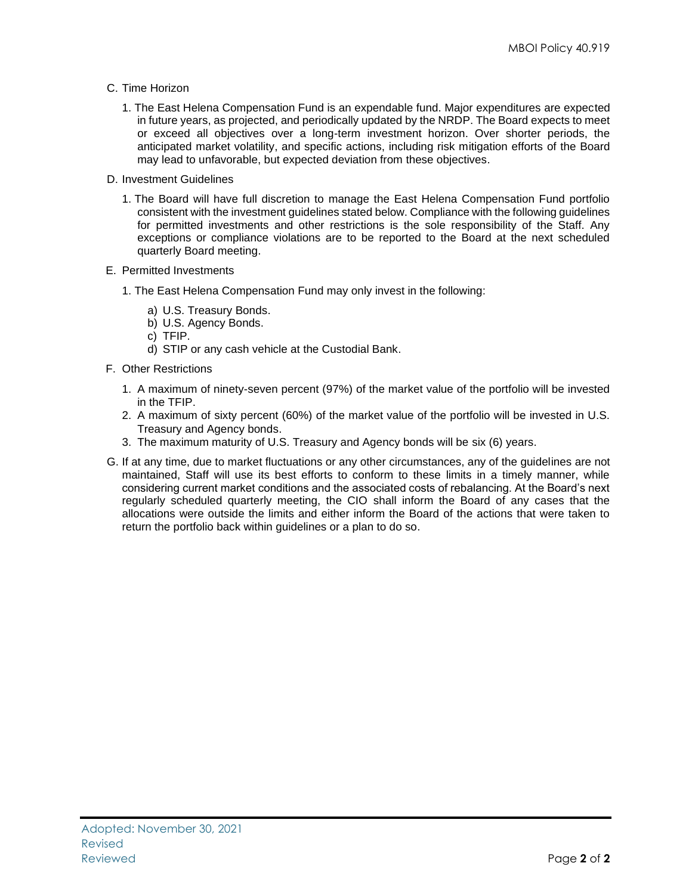C. Time Horizon

1. The East Helena Compensation Fund is an expendable fund. Major expenditures are expected in future years, as projected, and periodically updated by the NRDP. The Board expects to meet or exceed all objectives over a long-term investment horizon. Over shorter periods, the anticipated market volatility, and specific actions, including risk mitigation efforts of the Board may lead to unfavorable, but expected deviation from these objectives.

D. Investment Guidelines

1. The Board will have full discretion to manage the East Helena Compensation Fund portfolio consistent with the investment guidelines stated below. Compliance with the following guidelines for permitted investments and other restrictions is the sole responsibility of the Staff. Any exceptions or compliance violations are to be reported to the Board at the next scheduled quarterly Board meeting.

E. Permitted Investments

1. The East Helena Compensation Fund may only invest in the following:

   a) U.S. Treasury Bonds.
   b) U.S. Agency Bonds.
   c) TFIP.
   d) STIP or any cash vehicle at the Custodial Bank.

F. Other Restrictions

1. A maximum of ninety-seven percent (97%) of the market value of the portfolio will be invested in the TFIP.
2. A maximum of sixty percent (60%) of the market value of the portfolio will be invested in U.S. Treasury and Agency bonds.
3. The maximum maturity of U.S. Treasury and Agency bonds will be six (6) years.

G. If at any time, due to market fluctuations or any other circumstances, any of the guidelines are not maintained, Staff will use its best efforts to conform to these limits in a timely manner, while considering current market conditions and the associated costs of rebalancing. At the Board's next regularly scheduled quarterly meeting, the CIO shall inform the Board of any cases that the allocations were outside the limits and either inform the Board of the actions that were taken to return the portfolio back within guidelines or a plan to do so.

Adopted: November 30, 2021
Revised
Reviewed